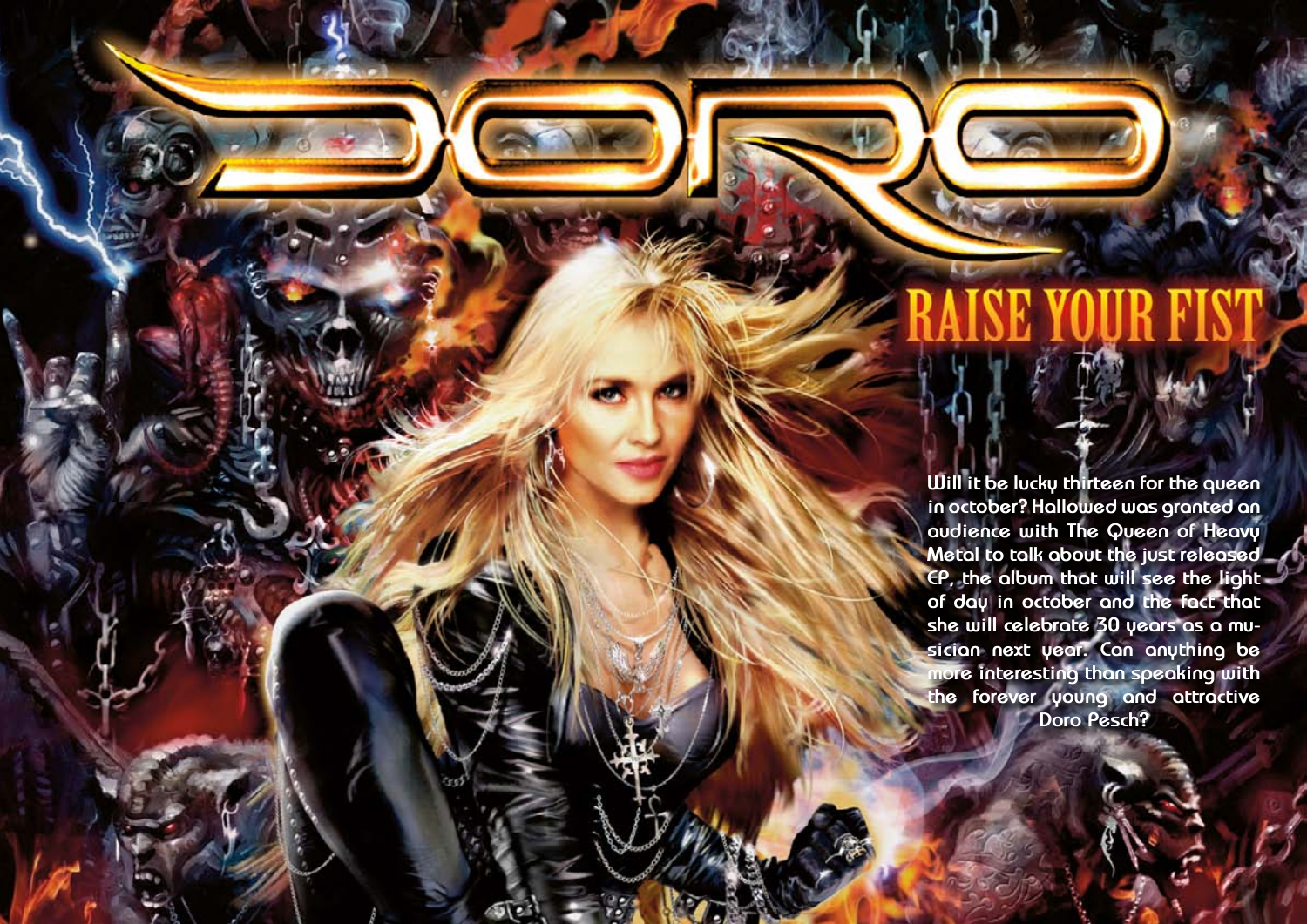# DORO

## RAISE YOUR FIST

**Will it be lucky thirteen for the queen in october? Hallowed was granted an audience with The Queen of Heavy Metal to talk about the just released EP, the album that will see the light of day in october and the fact that she will celebrate 30 years as a musician next year. Can anything be more interesting than speaking with the forever young and attractive Doro Pesch?**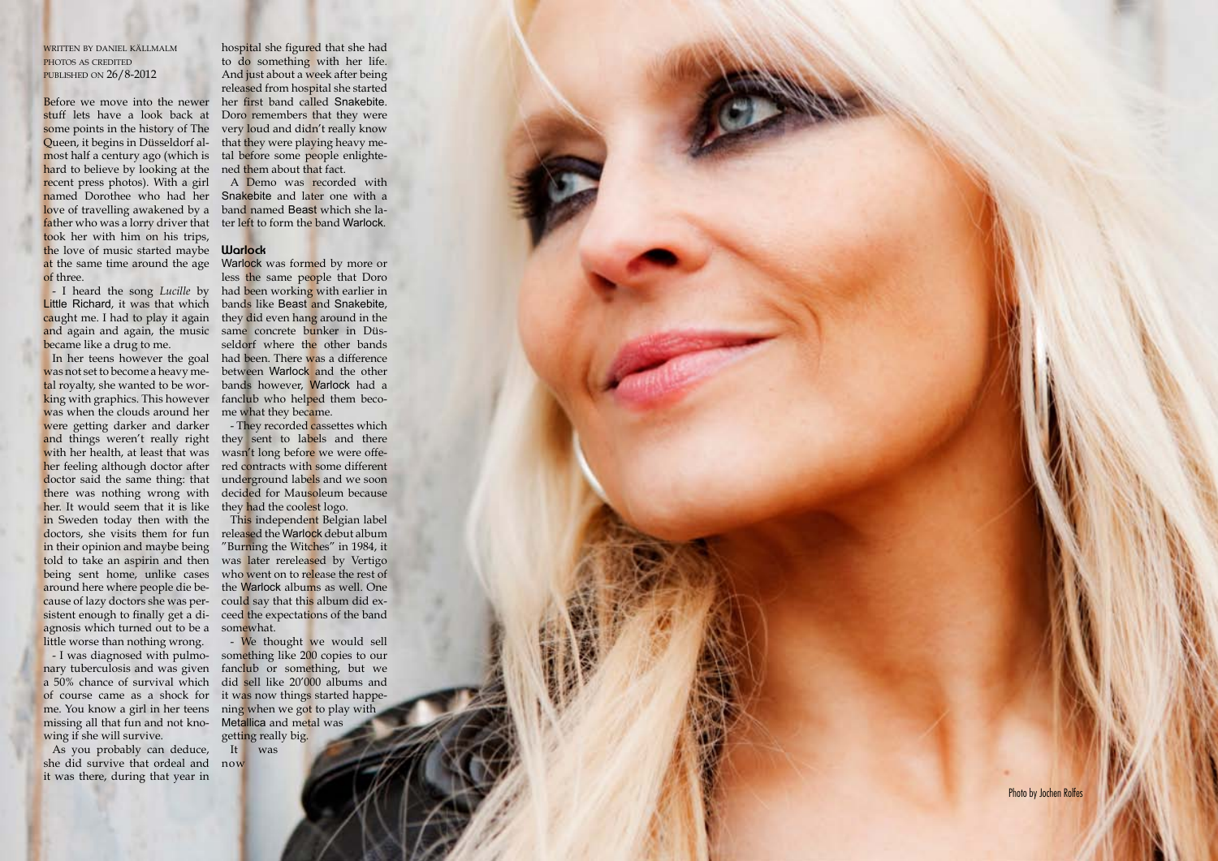WRITTEN BY DANIEL KÄLLMALM
PHOTOS AS CREDITED
PUBLISHED ON 26/8-2012

Before we move into the newer stuff lets have a look back at some points in the history of The Queen, it begins in Düsseldorf almost half a century ago (which is hard to believe by looking at the recent press photos). With a girl named Dorothee who had her love of travelling awakened by a father who was a lorry driver that took her with him on his trips, the love of music started maybe at the same time around the age of three.

- I heard the song *Lucille* by Little Richard, it was that which caught me. I had to play it again and again and again, the music became like a drug to me.

In her teens however the goal was not set to become a heavy metal royalty, she wanted to be working with graphics. This however was when the clouds around her were getting darker and darker and things weren't really right with her health, at least that was her feeling although doctor after doctor said the same thing: that there was nothing wrong with her. It would seem that it is like in Sweden today then with the doctors, she visits them for fun in their opinion and maybe being told to take an aspirin and then being sent home, unlike cases around here where people die because of lazy doctors she was persistent enough to finally get a diagnosis which turned out to be a little worse than nothing wrong.

- I was diagnosed with pulmonary tuberculosis and was given a 50% chance of survival which of course came as a shock for me. You know a girl in her teens missing all that fun and not knowing if she will survive.

As you probably can deduce, she did survive that ordeal and it was there, during that year in hospital she figured that she had to do something with her life. And just about a week after being released from hospital she started her first band called Snakebite. Doro remembers that they were very loud and didn't really know that they were playing heavy metal before some people enlightened them about that fact.

A Demo was recorded with Snakebite and later one with a band named Beast which she later left to form the band Warlock.

## Warlock

Warlock was formed by more or less the same people that Doro had been working with earlier in bands like Beast and Snakebite, they did even hang around in the same concrete bunker in Düsseldorf where the other bands had been. There was a difference between Warlock and the other bands however, Warlock had a fanclub who helped them become what they became.

- They recorded cassettes which they sent to labels and there wasn't long before we were offered contracts with some different underground labels and we soon decided for Mausoleum because they had the coolest logo.

This independent Belgian label released the Warlock debut album "Burning the Witches" in 1984, it was later rereleased by Vertigo who went on to release the rest of the Warlock albums as well. One could say that this album did exceed the expectations of the band somewhat.

- We thought we would sell something like 200 copies to our fanclub or something, but we did sell like 20'000 albums and it was now things started happening when we got to play with Metallica and metal was getting really big.

It was now

Photo by Jochen Rolfes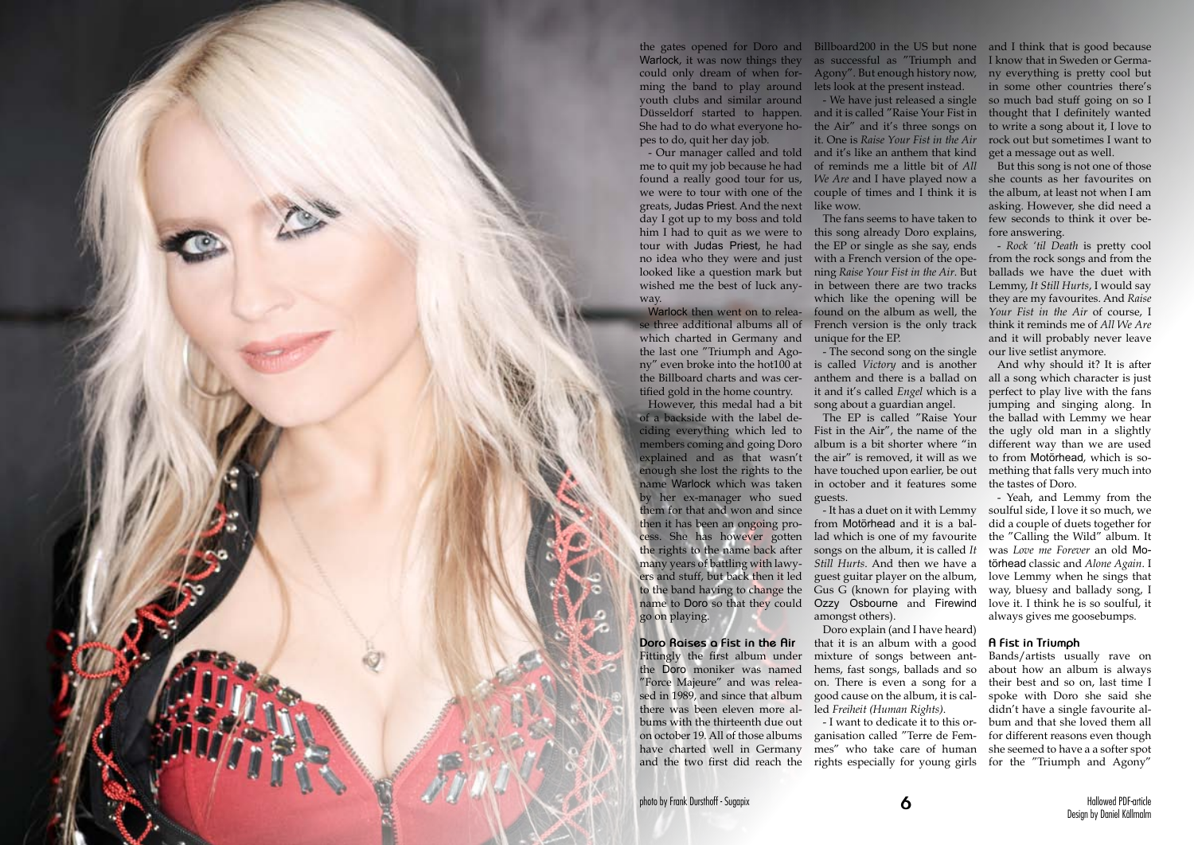the gates opened for Doro and Warlock, it was now things they could only dream of when forming the band to play around youth clubs and similar around Düsseldorf started to happen. She had to do what everyone hopes to do, quit her day job.

- Our manager called and told me to quit my job because he had found a really good tour for us, we were to tour with one of the greats, Judas Priest. And the next day I got up to my boss and told him I had to quit as we were to tour with Judas Priest, he had no idea who they were and just looked like a question mark but wished me the best of luck anyway.

Warlock then went on to release three additional albums all of which charted in Germany and the last one "Triumph and Agony" even broke into the hot100 at the Billboard charts and was certified gold in the home country.

However, this medal had a bit of a backside with the label deciding everything which led to members coming and going Doro explained and as that wasn't enough she lost the rights to the name Warlock which was taken by her ex-manager who sued them for that and won and since then it has been an ongoing process. She has however gotten the rights to the name back after many years of battling with lawyers and stuff, but back then it led to the band haying to change the name to Doro so that they could go on playing.

### Doro Raises a Fist in the Air

Fittingly the first album under the Doro moniker was named "Force Majeure" and was released in 1989, and since that album there was been eleven more albums with the thirteenth due out on october 19. All of those albums have charted well in Germany and the two first did reach the Billboard200 in the US but none as successful as "Triumph and Agony". But enough history now, lets look at the present instead.

- We have just released a single and it is called "Raise Your Fist in the Air" and it's three songs on it. One is *Raise Your Fist in the Air* and it's like an anthem that kind of reminds me a little bit of *All We Are* and I have played now a couple of times and I think it is like wow.

The fans seems to have taken to this song already Doro explains, the EP or single as she say, ends with a French version of the opening *Raise Your Fist in the Air*. But in between there are two tracks which like the opening will be found on the album as well, the French version is the only track unique for the EP.

- The second song on the single is called *Victory* and is another anthem and there is a ballad on it and it's called *Engel* which is a song about a guardian angel.

The EP is called "Raise Your Fist in the Air", the name of the album is a bit shorter where "in the air" is removed, it will as we have touched upon earlier, be out in october and it features some guests.

- It has a duet on it with Lemmy from Motörhead and it is a ballad which is one of my favourite songs on the album, it is called *It Still Hurts*. And then we have a guest guitar player on the album, Gus G (known for playing with Ozzy Osbourne and Firewind amongst others).

Doro explain (and I have heard) that it is an album with a good mixture of songs between anthems, fast songs, ballads and so on. There is even a song for a good cause on the album, it is called *Freiheit (Human Rights)*.

- I want to dedicate it to this organisation called "Terre de Femmes" who take care of human rights especially for young girls and I think that is good because I know that in Sweden or Germany everything is pretty cool but in some other countries there's so much bad stuff going on so I thought that I definitely wanted to write a song about it, I love to rock out but sometimes I want to get a message out as well.

But this song is not one of those she counts as her favourites on the album, at least not when I am asking. However, she did need a few seconds to think it over before answering.

- *Rock 'til Death* is pretty cool from the rock songs and from the ballads we have the duet with Lemmy, *It Still Hurts*, I would say they are my favourites. And *Raise Your Fist in the Air* of course, I think it reminds me of *All We Are* and it will probably never leave our live setlist anymore.

And why should it? It is after all a song which character is just perfect to play live with the fans jumping and singing along. In the ballad with Lemmy we hear the ugly old man in a slightly different way than we are used to from Motörhead, which is something that falls very much into the tastes of Doro.

- Yeah, and Lemmy from the soulful side, I love it so much, we did a couple of duets together for the "Calling the Wild" album. It was *Love me Forever* an old Motörhead classic and *Alone Again*. I love Lemmy when he sings that way, bluesy and ballady song, I love it. I think he is so soulful, it always gives me goosebumps.

### A Fist in Triumph

Bands/artists usually rave on about how an album is always their best and so on, last time I spoke with Doro she said she didn't have a single favourite album and that she loved them all for different reasons even though she seemed to have a a softer spot for the "Triumph and Agony"

photo by Frank Dursthoff - Sugapix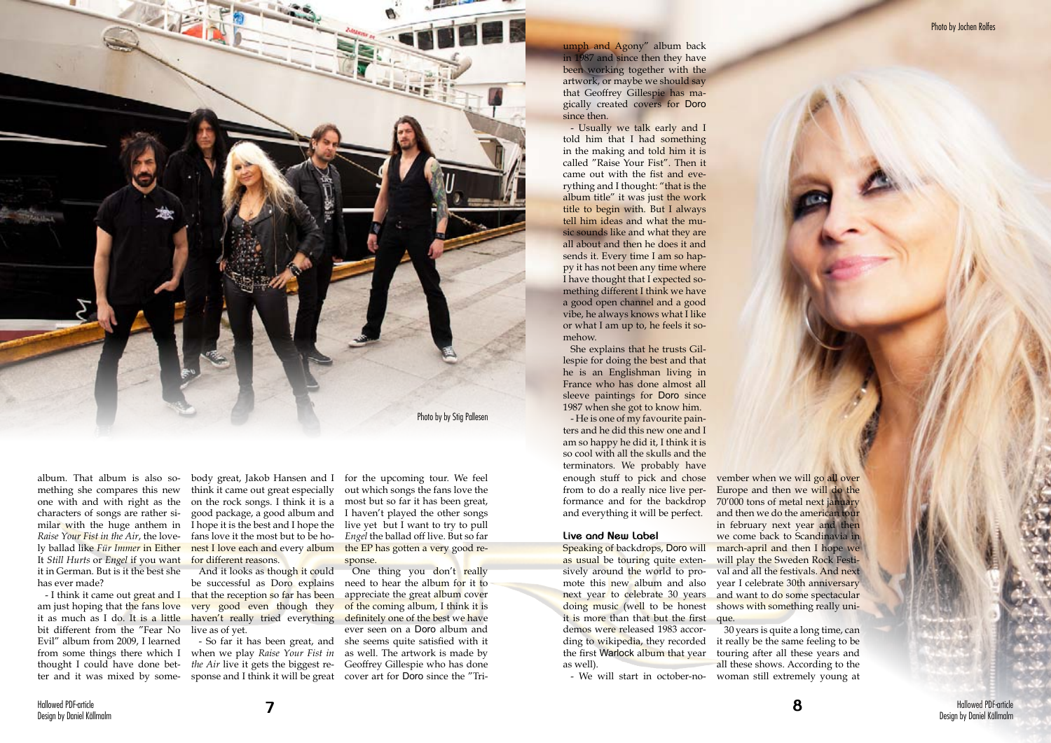Photo by by Stig Pallesen

album. That album is also something she compares this new one with and with right as the characters of songs are rather similar with the huge anthem in *Raise Your Fist in the Air*, the lovely ballad like *Für Immer* in Either It *Still Hurts* or *Engel* if you want it in German. But is it the best she has ever made?

- I think it came out great and I am just hoping that the fans love it as much as I do. It is a little bit different from the "Fear No Evil" album from 2009, I learned from some things there which I thought I could have done better and it was mixed by somebody great, Jakob Hansen and I think it came out great especially on the rock songs. I think it is a good package, a good album and I hope it is the best and I hope the fans love it the most but to be honest I love each and every album for different reasons.

And it looks as though it could be successful as Doro explains that the reception so far has been very good even though they haven't really tried everything live as of yet.

- So far it has been great, and when we play *Raise Your Fist in the Air* live it gets the biggest response and I think it will be great for the upcoming tour. We feel out which songs the fans love the most but so far it has been great, I haven't played the other songs live yet but I want to try to pull *Engel* the ballad off live. But so far the EP has gotten a very good response.

One thing you don't really need to hear the album for it to appreciate the great album cover of the coming album, I think it is definitely one of the best we have ever seen on a Doro album and she seems quite satisfied with it as well. The artwork is made by Geoffrey Gillespie who has done cover art for Doro since the "Triumph and Agony" album back in 1987 and since then they have been working together with the artwork, or maybe we should say that Geoffrey Gillespie has magically created covers for Doro since then.

- Usually we talk early and I told him that I had something in the making and told him it is called "Raise Your Fist". Then it came out with the fist and everything and I thought: "that is the album title" it was just the work title to begin with. But I always tell him ideas and what the music sounds like and what they are all about and then he does it and sends it. Every time I am so happy it has not been any time where I have thought that I expected something different I think we have a good open channel and a good vibe, he always knows what I like or what I am up to, he feels it somehow.

She explains that he trusts Gillespie for doing the best and that he is an Englishman living in France who has done almost all sleeve paintings for Doro since 1987 when she got to know him.

- He is one of my favourite painters and he did this new one and I am so happy he did it, I think it is so cool with all the skulls and the terminators. We probably have enough stuff to pick and chose from to do a really nice live performance and for the backdrop and everything it will be perfect.

### Live and New Label

Speaking of backdrops, Doro will as usual be touring quite extensively around the world to promote this new album and also next year to celebrate 30 years doing music (well to be honest it is more than that but the first demos were released 1983 according to wikipedia, they recorded the first Warlock album that year as well).

- We will start in october-november when we will go all over Europe and then we will do the 70'000 tons of metal next january and then we do the american tour in february next year and then we come back to Scandinavia in march-april and then I hope we will play the Sweden Rock Festival and all the festivals. And next year I celebrate 30th anniversary and want to do something spectacular shows with something really unique.

30 years is quite a long time, can it really be the same feeling to be touring after all these years and all these shows. According to the woman still extremely young at

Photo by Jochen Rolfes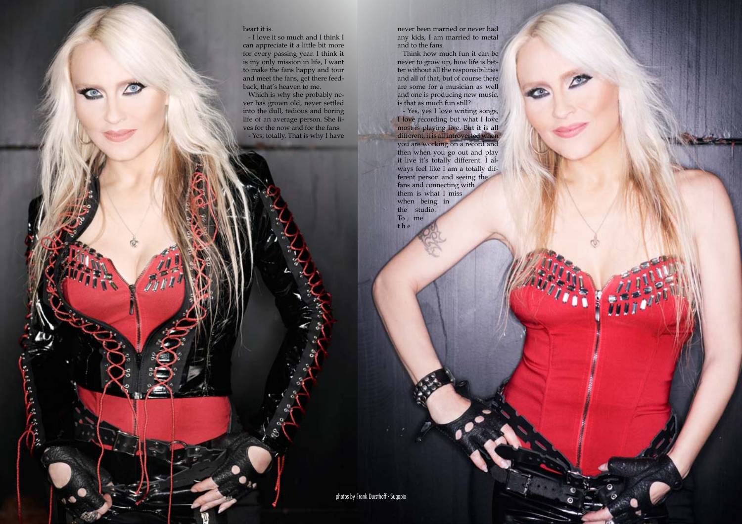heart it is.

- I love it so much and I think I can appreciate it a little bit more for every passing year. I think it is my only mission in life, I want to make the fans happy and tour and meet the fans, get there feedback, that's heaven to me.

Which is why she probably never has grown old, never settled into the dull, tedious and boring life of an average person. She lives for the now and for the fans.

- Yes, totally. That is why I have never been married or never had any kids, I am married to metal and to the fans.

Think how much fun it can be never to grow up, how life is better without all the responsibilities and all of that, but of course there are some for a musician as well and one is producing new music, is that as much fun still?

- Yes, yes I love writing songs, I love recording but what I love most is playing live. But it is all different, it is all introverted when you are working on a record and then when you go out and play it live it's totally different. I always feel like I am a totally different person and seeing the fans and connecting with them is what I miss when being in the studio. To me the

photos by Frank Dursthoff - Sugapix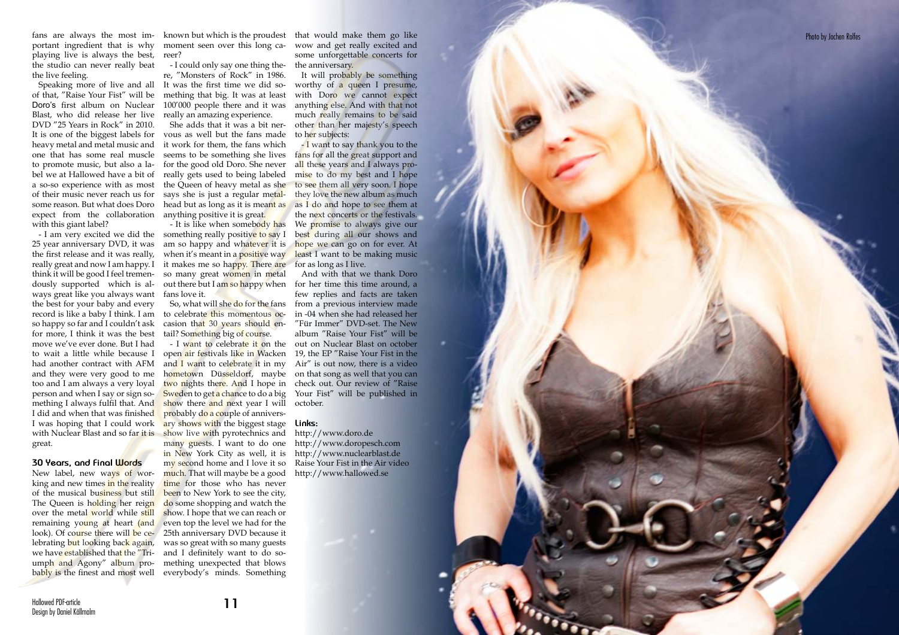fans are always the most important ingredient that is why playing live is always the best, the studio can never really beat the live feeling.

Speaking more of live and all of that, "Raise Your Fist" will be Doro's first album on Nuclear Blast, who did release her live DVD "25 Years in Rock" in 2010. It is one of the biggest labels for heavy metal and metal music and one that has some real muscle to promote music, but also a label we at Hallowed have a bit of a so-so experience with as most of their music never reach us for some reason. But what does Doro expect from the collaboration with this giant label?

- I am very excited we did the 25 year anniversary DVD, it was the first release and it was really, really great and now I am happy. I think it will be good I feel tremendously supported which is always great like you always want the best for your baby and every record is like a baby I think. I am so happy so far and I couldn't ask for more, I think it was the best move we've ever done. But I had to wait a little while because I had another contract with AFM and they were very good to me too and I am always a very loyal person and when I say or sign something I always fulfil that. And I did and when that was finished I was hoping that I could work with Nuclear Blast and so far it is great.

### 30 Years, and Final Words

New label, new ways of working and new times in the reality of the musical business but still The Queen is holding her reign over the metal world while still remaining young at heart (and look). Of course there will be celebrating but looking back again, we have established that the "Triumph and Agony" album probably is the finest and most well known but which is the proudest moment seen over this long career?

- I could only say one thing there, "Monsters of Rock" in 1986. It was the first time we did something that big. It was at least 100'000 people there and it was really an amazing experience.

She adds that it was a bit nervous as well but the fans made it work for them, the fans which seems to be something she lives for the good old Doro. She never really gets used to being labeled the Queen of heavy metal as she says she is just a regular metalhead but as long as it is meant as anything positive it is great.

- It is like when somebody has something really positive to say I am so happy and whatever it is when it's meant in a positive way it makes me so happy. There are so many great women in metal out there but I am so happy when fans love it.

So, what will she do for the fans to celebrate this momentous occasion that 30 years should entail? Something big of course.

- I want to celebrate it on the open air festivals like in Wacken and I want to celebrate it in my hometown Düsseldorf, maybe two nights there. And I hope in Sweden to get a chance to do a big show there and next year I will probably do a couple of anniversary shows with the biggest stage show live with pyrotechnics and many guests. I want to do one in New York City as well, it is my second home and I love it so much. That will maybe be a good time for those who has never been to New York to see the city, do some shopping and watch the show. I hope that we can reach or even top the level we had for the 25th anniversary DVD because it was so great with so many guests and I definitely want to do something unexpected that blows everybody's minds. Something that would make them go like wow and get really excited and some unforgettable concerts for the anniversary.

It will probably be something worthy of a queen I presume, with Doro we cannot expect anything else. And with that not much really remains to be said other than her majesty's speech to her subjects:

- I want to say thank you to the fans for all the great support and all these years and I always promise to do my best and I hope to see them all very soon. I hope they love the new album as much as I do and hope to see them at the next concerts or the festivals. We promise to always give our best during all our shows and hope we can go on for ever. At least I want to be making music for as long as I live.

And with that we thank Doro for her time this time around, a few replies and facts are taken from a previous interview made in -04 when she had released her "Für Immer" DVD-set. The New album "Raise Your Fist" will be out on Nuclear Blast on october 19, the EP "Raise Your Fist in the Air" is out now, there is a video on that song as well that you can check out. Our review of "Raise Your Fist" will be published in october.

### Links:

http://www.doro.de
http://www.doropesch.com
http://www.nuclearblast.de
Raise Your Fist in the Air video
http://www.hallowed.se

Photo by Jochen Rolfes